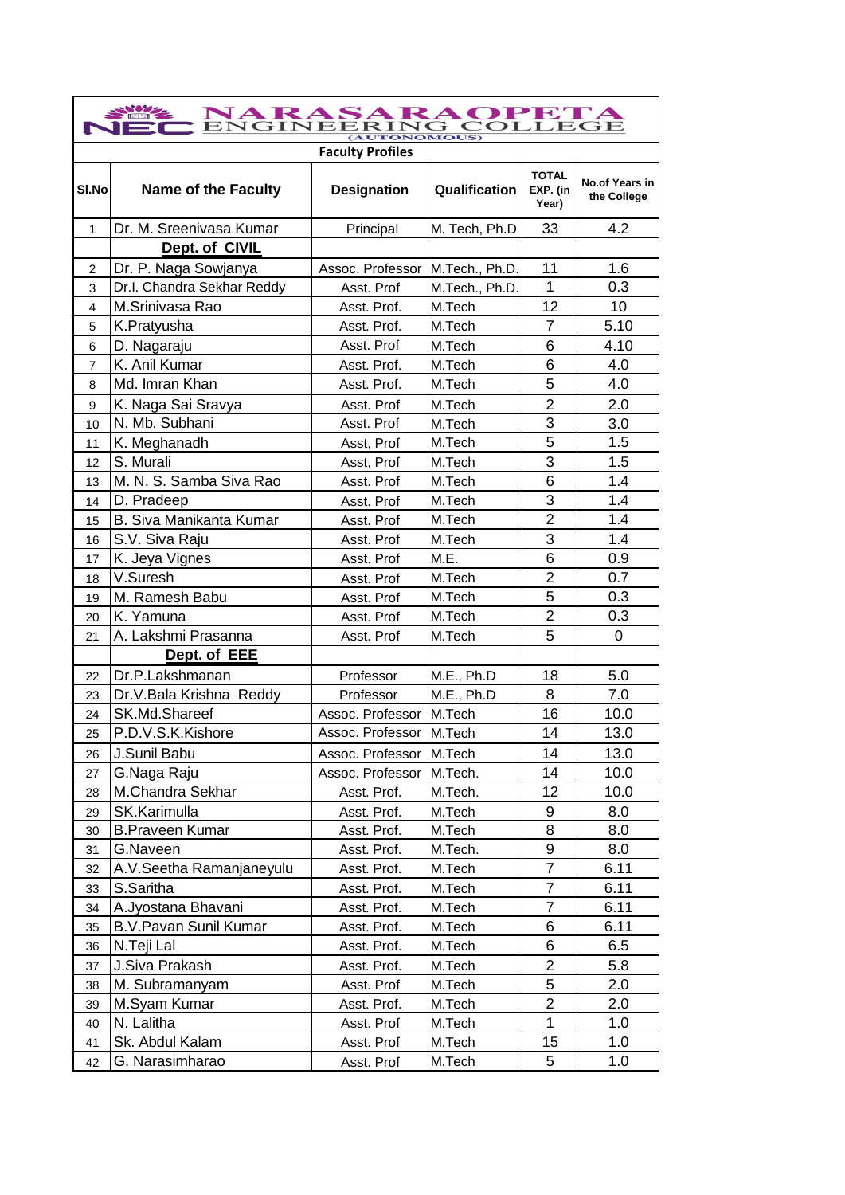# NARASARAOPETA ENGINEERING COLLEGE
(AUTONOMOUS)

## Faculty Profiles

| Sl.No | Name of the Faculty | Designation | Qualification | TOTAL EXP. (in Year) | No.of Years in the College |
|---|---|---|---|---|---|
| 1 | Dr. M. Sreenivasa Kumar | Principal | M. Tech, Ph.D | 33 | 4.2 |
| | **Dept. of CIVIL** | | | | |
| 2 | Dr. P. Naga Sowjanya | Assoc. Professor | M.Tech., Ph.D. | 11 | 1.6 |
| 3 | Dr.I. Chandra Sekhar Reddy | Asst. Prof | M.Tech., Ph.D. | 1 | 0.3 |
| 4 | M.Srinivasa Rao | Asst. Prof. | M.Tech | 12 | 10 |
| 5 | K.Pratyusha | Asst. Prof. | M.Tech | 7 | 5.10 |
| 6 | D. Nagaraju | Asst. Prof | M.Tech | 6 | 4.10 |
| 7 | K. Anil Kumar | Asst. Prof. | M.Tech | 6 | 4.0 |
| 8 | Md. Imran Khan | Asst. Prof. | M.Tech | 5 | 4.0 |
| 9 | K. Naga Sai Sravya | Asst. Prof | M.Tech | 2 | 2.0 |
| 10 | N. Mb. Subhani | Asst. Prof | M.Tech | 3 | 3.0 |
| 11 | K. Meghanadh | Asst, Prof | M.Tech | 5 | 1.5 |
| 12 | S. Murali | Asst, Prof | M.Tech | 3 | 1.5 |
| 13 | M. N. S. Samba Siva Rao | Asst. Prof | M.Tech | 6 | 1.4 |
| 14 | D. Pradeep | Asst. Prof | M.Tech | 3 | 1.4 |
| 15 | B. Siva Manikanta Kumar | Asst. Prof | M.Tech | 2 | 1.4 |
| 16 | S.V. Siva Raju | Asst. Prof | M.Tech | 3 | 1.4 |
| 17 | K. Jeya Vignes | Asst. Prof | M.E. | 6 | 0.9 |
| 18 | V.Suresh | Asst. Prof | M.Tech | 2 | 0.7 |
| 19 | M. Ramesh Babu | Asst. Prof | M.Tech | 5 | 0.3 |
| 20 | K. Yamuna | Asst. Prof | M.Tech | 2 | 0.3 |
| 21 | A. Lakshmi Prasanna | Asst. Prof | M.Tech | 5 | 0 |
| | **Dept. of EEE** | | | | |
| 22 | Dr.P.Lakshmanan | Professor | M.E., Ph.D | 18 | 5.0 |
| 23 | Dr.V.Bala Krishna Reddy | Professor | M.E., Ph.D | 8 | 7.0 |
| 24 | SK.Md.Shareef | Assoc. Professor | M.Tech | 16 | 10.0 |
| 25 | P.D.V.S.K.Kishore | Assoc. Professor | M.Tech | 14 | 13.0 |
| 26 | J.Sunil Babu | Assoc. Professor | M.Tech | 14 | 13.0 |
| 27 | G.Naga Raju | Assoc. Professor | M.Tech. | 14 | 10.0 |
| 28 | M.Chandra Sekhar | Asst. Prof. | M.Tech. | 12 | 10.0 |
| 29 | SK.Karimulla | Asst. Prof. | M.Tech | 9 | 8.0 |
| 30 | B.Praveen Kumar | Asst. Prof. | M.Tech | 8 | 8.0 |
| 31 | G.Naveen | Asst. Prof. | M.Tech. | 9 | 8.0 |
| 32 | A.V.Seetha Ramanjaneyulu | Asst. Prof. | M.Tech | 7 | 6.11 |
| 33 | S.Saritha | Asst. Prof. | M.Tech | 7 | 6.11 |
| 34 | A.Jyostana Bhavani | Asst. Prof. | M.Tech | 7 | 6.11 |
| 35 | B.V.Pavan Sunil Kumar | Asst. Prof. | M.Tech | 6 | 6.11 |
| 36 | N.Teji Lal | Asst. Prof. | M.Tech | 6 | 6.5 |
| 37 | J.Siva Prakash | Asst. Prof. | M.Tech | 2 | 5.8 |
| 38 | M. Subramanyam | Asst. Prof | M.Tech | 5 | 2.0 |
| 39 | M.Syam Kumar | Asst. Prof. | M.Tech | 2 | 2.0 |
| 40 | N. Lalitha | Asst. Prof | M.Tech | 1 | 1.0 |
| 41 | Sk. Abdul Kalam | Asst. Prof | M.Tech | 15 | 1.0 |
| 42 | G. Narasimharao | Asst. Prof | M.Tech | 5 | 1.0 |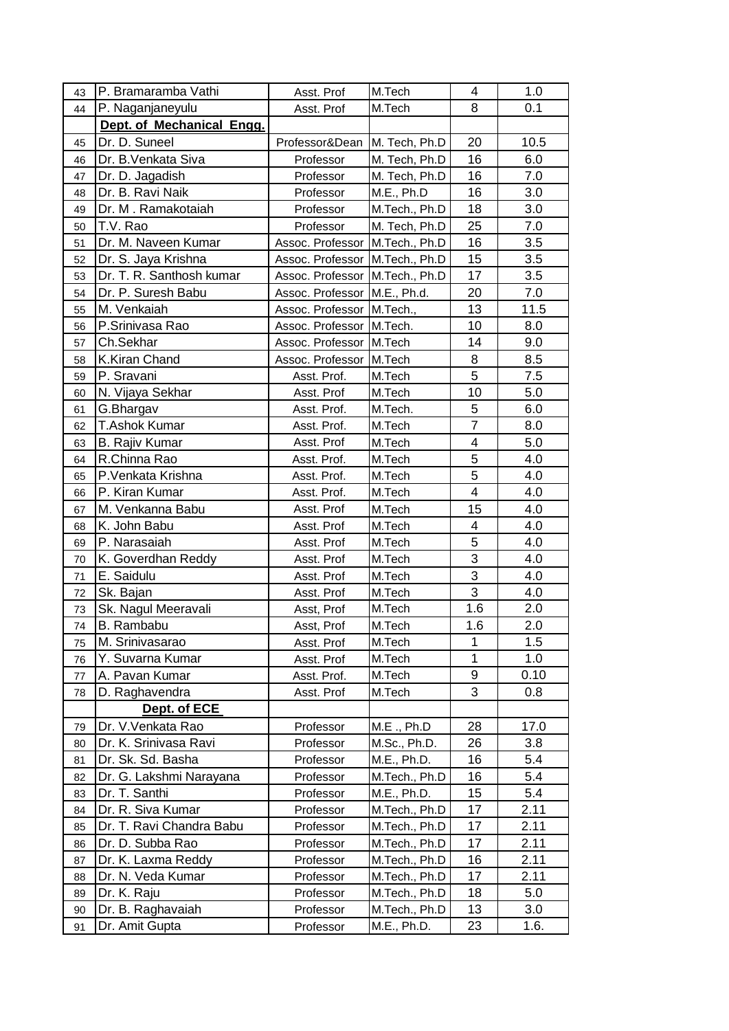| | | | | | |
|---|---|---|---|---|---|
| 43 | P. Bramaramba Vathi | Asst. Prof | M.Tech | 4 | 1.0 |
| 44 | P. Naganjaneyulu | Asst. Prof | M.Tech | 8 | 0.1 |
| | **Dept. of Mechanical Engg.** | | | | |
| 45 | Dr. D. Suneel | Professor&Dean | M. Tech, Ph.D | 20 | 10.5 |
| 46 | Dr. B.Venkata Siva | Professor | M. Tech, Ph.D | 16 | 6.0 |
| 47 | Dr. D. Jagadish | Professor | M. Tech, Ph.D | 16 | 7.0 |
| 48 | Dr. B. Ravi Naik | Professor | M.E., Ph.D | 16 | 3.0 |
| 49 | Dr. M . Ramakotaiah | Professor | M.Tech., Ph.D | 18 | 3.0 |
| 50 | T.V. Rao | Professor | M. Tech, Ph.D | 25 | 7.0 |
| 51 | Dr. M. Naveen Kumar | Assoc. Professor | M.Tech., Ph.D | 16 | 3.5 |
| 52 | Dr. S. Jaya Krishna | Assoc. Professor | M.Tech., Ph.D | 15 | 3.5 |
| 53 | Dr. T. R. Santhosh kumar | Assoc. Professor | M.Tech., Ph.D | 17 | 3.5 |
| 54 | Dr. P. Suresh Babu | Assoc. Professor | M.E., Ph.d. | 20 | 7.0 |
| 55 | M. Venkaiah | Assoc. Professor | M.Tech., | 13 | 11.5 |
| 56 | P.Srinivasa Rao | Assoc. Professor | M.Tech. | 10 | 8.0 |
| 57 | Ch.Sekhar | Assoc. Professor | M.Tech | 14 | 9.0 |
| 58 | K.Kiran Chand | Assoc. Professor | M.Tech | 8 | 8.5 |
| 59 | P. Sravani | Asst. Prof. | M.Tech | 5 | 7.5 |
| 60 | N. Vijaya Sekhar | Asst. Prof | M.Tech | 10 | 5.0 |
| 61 | G.Bhargav | Asst. Prof. | M.Tech. | 5 | 6.0 |
| 62 | T.Ashok Kumar | Asst. Prof. | M.Tech | 7 | 8.0 |
| 63 | B. Rajiv Kumar | Asst. Prof | M.Tech | 4 | 5.0 |
| 64 | R.Chinna Rao | Asst. Prof. | M.Tech | 5 | 4.0 |
| 65 | P.Venkata Krishna | Asst. Prof. | M.Tech | 5 | 4.0 |
| 66 | P. Kiran Kumar | Asst. Prof. | M.Tech | 4 | 4.0 |
| 67 | M. Venkanna Babu | Asst. Prof | M.Tech | 15 | 4.0 |
| 68 | K. John Babu | Asst. Prof | M.Tech | 4 | 4.0 |
| 69 | P. Narasaiah | Asst. Prof | M.Tech | 5 | 4.0 |
| 70 | K. Goverdhan Reddy | Asst. Prof | M.Tech | 3 | 4.0 |
| 71 | E. Saidulu | Asst. Prof | M.Tech | 3 | 4.0 |
| 72 | Sk. Bajan | Asst. Prof | M.Tech | 3 | 4.0 |
| 73 | Sk. Nagul Meeravali | Asst, Prof | M.Tech | 1.6 | 2.0 |
| 74 | B. Rambabu | Asst, Prof | M.Tech | 1.6 | 2.0 |
| 75 | M. Srinivasarao | Asst. Prof | M.Tech | 1 | 1.5 |
| 76 | Y. Suvarna Kumar | Asst. Prof | M.Tech | 1 | 1.0 |
| 77 | A. Pavan Kumar | Asst. Prof. | M.Tech | 9 | 0.10 |
| 78 | D. Raghavendra | Asst. Prof | M.Tech | 3 | 0.8 |
| | **Dept. of ECE** | | | | |
| 79 | Dr. V.Venkata Rao | Professor | M.E ., Ph.D | 28 | 17.0 |
| 80 | Dr. K. Srinivasa Ravi | Professor | M.Sc., Ph.D. | 26 | 3.8 |
| 81 | Dr. Sk. Sd. Basha | Professor | M.E., Ph.D. | 16 | 5.4 |
| 82 | Dr. G. Lakshmi Narayana | Professor | M.Tech., Ph.D | 16 | 5.4 |
| 83 | Dr. T. Santhi | Professor | M.E., Ph.D. | 15 | 5.4 |
| 84 | Dr. R. Siva Kumar | Professor | M.Tech., Ph.D | 17 | 2.11 |
| 85 | Dr. T. Ravi Chandra Babu | Professor | M.Tech., Ph.D | 17 | 2.11 |
| 86 | Dr. D. Subba Rao | Professor | M.Tech., Ph.D | 17 | 2.11 |
| 87 | Dr. K. Laxma Reddy | Professor | M.Tech., Ph.D | 16 | 2.11 |
| 88 | Dr. N. Veda Kumar | Professor | M.Tech., Ph.D | 17 | 2.11 |
| 89 | Dr. K. Raju | Professor | M.Tech., Ph.D | 18 | 5.0 |
| 90 | Dr. B. Raghavaiah | Professor | M.Tech., Ph.D | 13 | 3.0 |
| 91 | Dr. Amit Gupta | Professor | M.E., Ph.D. | 23 | 1.6. |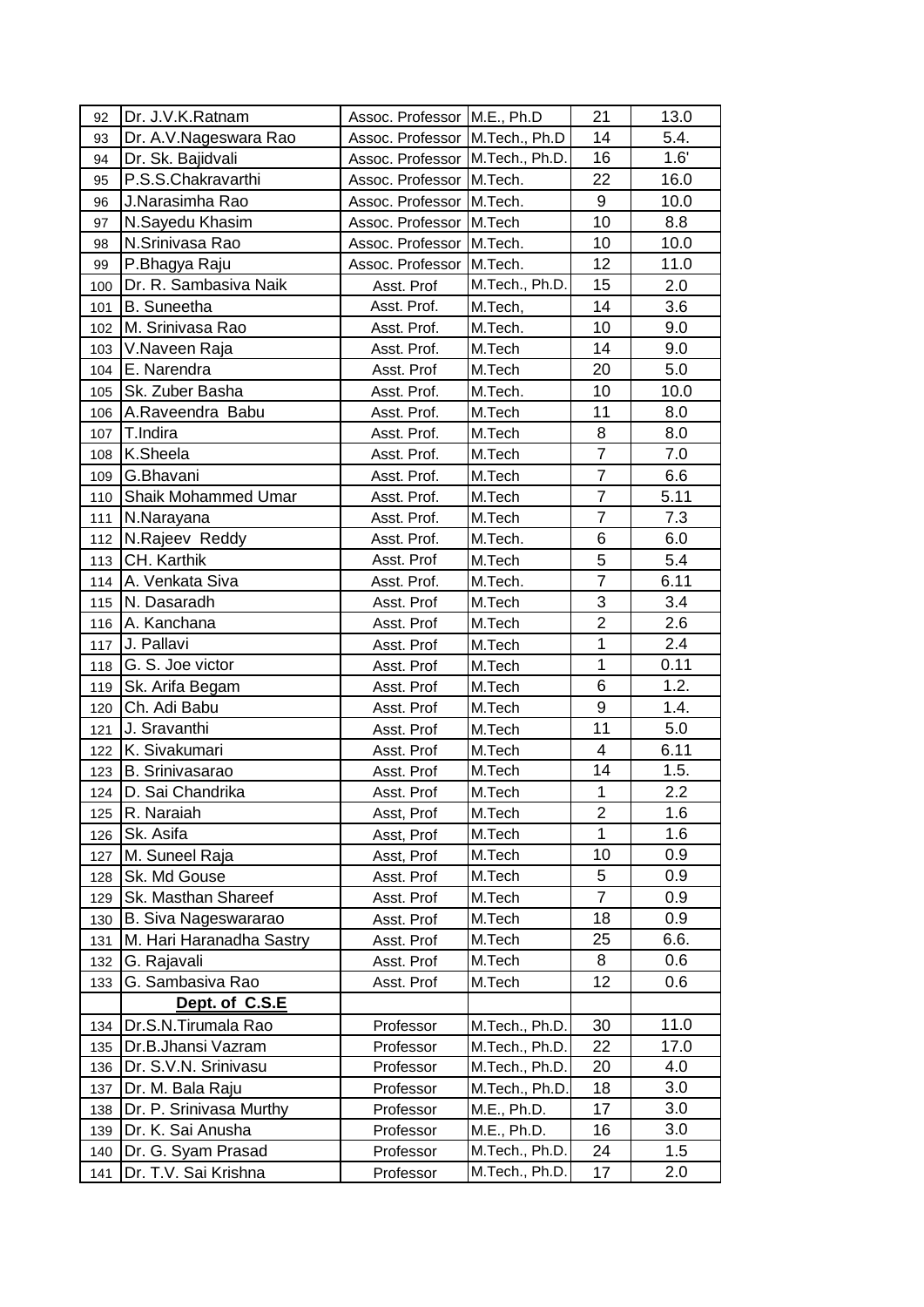| | | | | | |
|---|---|---|---|---|---|
| 92 | Dr. J.V.K.Ratnam | Assoc. Professor | M.E., Ph.D | 21 | 13.0 |
| 93 | Dr. A.V.Nageswara Rao | Assoc. Professor | M.Tech., Ph.D | 14 | 5.4. |
| 94 | Dr. Sk. Bajidvali | Assoc. Professor | M.Tech., Ph.D. | 16 | 1.6' |
| 95 | P.S.S.Chakravarthi | Assoc. Professor | M.Tech. | 22 | 16.0 |
| 96 | J.Narasimha Rao | Assoc. Professor | M.Tech. | 9 | 10.0 |
| 97 | N.Sayedu Khasim | Assoc. Professor | M.Tech | 10 | 8.8 |
| 98 | N.Srinivasa Rao | Assoc. Professor | M.Tech. | 10 | 10.0 |
| 99 | P.Bhagya Raju | Assoc. Professor | M.Tech. | 12 | 11.0 |
| 100 | Dr. R. Sambasiva Naik | Asst. Prof | M.Tech., Ph.D. | 15 | 2.0 |
| 101 | B. Suneetha | Asst. Prof. | M.Tech, | 14 | 3.6 |
| 102 | M. Srinivasa Rao | Asst. Prof. | M.Tech. | 10 | 9.0 |
| 103 | V.Naveen Raja | Asst. Prof. | M.Tech | 14 | 9.0 |
| 104 | E. Narendra | Asst. Prof | M.Tech | 20 | 5.0 |
| 105 | Sk. Zuber Basha | Asst. Prof. | M.Tech. | 10 | 10.0 |
| 106 | A.Raveendra Babu | Asst. Prof. | M.Tech | 11 | 8.0 |
| 107 | T.Indira | Asst. Prof. | M.Tech | 8 | 8.0 |
| 108 | K.Sheela | Asst. Prof. | M.Tech | 7 | 7.0 |
| 109 | G.Bhavani | Asst. Prof. | M.Tech | 7 | 6.6 |
| 110 | Shaik Mohammed Umar | Asst. Prof. | M.Tech | 7 | 5.11 |
| 111 | N.Narayana | Asst. Prof. | M.Tech | 7 | 7.3 |
| 112 | N.Rajeev Reddy | Asst. Prof. | M.Tech. | 6 | 6.0 |
| 113 | CH. Karthik | Asst. Prof | M.Tech | 5 | 5.4 |
| 114 | A. Venkata Siva | Asst. Prof. | M.Tech. | 7 | 6.11 |
| 115 | N. Dasaradh | Asst. Prof | M.Tech | 3 | 3.4 |
| 116 | A. Kanchana | Asst. Prof | M.Tech | 2 | 2.6 |
| 117 | J. Pallavi | Asst. Prof | M.Tech | 1 | 2.4 |
| 118 | G. S. Joe victor | Asst. Prof | M.Tech | 1 | 0.11 |
| 119 | Sk. Arifa Begam | Asst. Prof | M.Tech | 6 | 1.2. |
| 120 | Ch. Adi Babu | Asst. Prof | M.Tech | 9 | 1.4. |
| 121 | J. Sravanthi | Asst. Prof | M.Tech | 11 | 5.0 |
| 122 | K. Sivakumari | Asst. Prof | M.Tech | 4 | 6.11 |
| 123 | B. Srinivasarao | Asst. Prof | M.Tech | 14 | 1.5. |
| 124 | D. Sai Chandrika | Asst. Prof | M.Tech | 1 | 2.2 |
| 125 | R. Naraiah | Asst, Prof | M.Tech | 2 | 1.6 |
| 126 | Sk. Asifa | Asst, Prof | M.Tech | 1 | 1.6 |
| 127 | M. Suneel Raja | Asst, Prof | M.Tech | 10 | 0.9 |
| 128 | Sk. Md Gouse | Asst. Prof | M.Tech | 5 | 0.9 |
| 129 | Sk. Masthan Shareef | Asst. Prof | M.Tech | 7 | 0.9 |
| 130 | B. Siva Nageswararao | Asst. Prof | M.Tech | 18 | 0.9 |
| 131 | M. Hari Haranadha Sastry | Asst. Prof | M.Tech | 25 | 6.6. |
| 132 | G. Rajavali | Asst. Prof | M.Tech | 8 | 0.6 |
| 133 | G. Sambasiva Rao | Asst. Prof | M.Tech | 12 | 0.6 |
| | **Dept. of C.S.E** | | | | |
| 134 | Dr.S.N.Tirumala Rao | Professor | M.Tech., Ph.D. | 30 | 11.0 |
| 135 | Dr.B.Jhansi Vazram | Professor | M.Tech., Ph.D. | 22 | 17.0 |
| 136 | Dr. S.V.N. Srinivasu | Professor | M.Tech., Ph.D. | 20 | 4.0 |
| 137 | Dr. M. Bala Raju | Professor | M.Tech., Ph.D. | 18 | 3.0 |
| 138 | Dr. P. Srinivasa Murthy | Professor | M.E., Ph.D. | 17 | 3.0 |
| 139 | Dr. K. Sai Anusha | Professor | M.E., Ph.D. | 16 | 3.0 |
| 140 | Dr. G. Syam Prasad | Professor | M.Tech., Ph.D. | 24 | 1.5 |
| 141 | Dr. T.V. Sai Krishna | Professor | M.Tech., Ph.D. | 17 | 2.0 |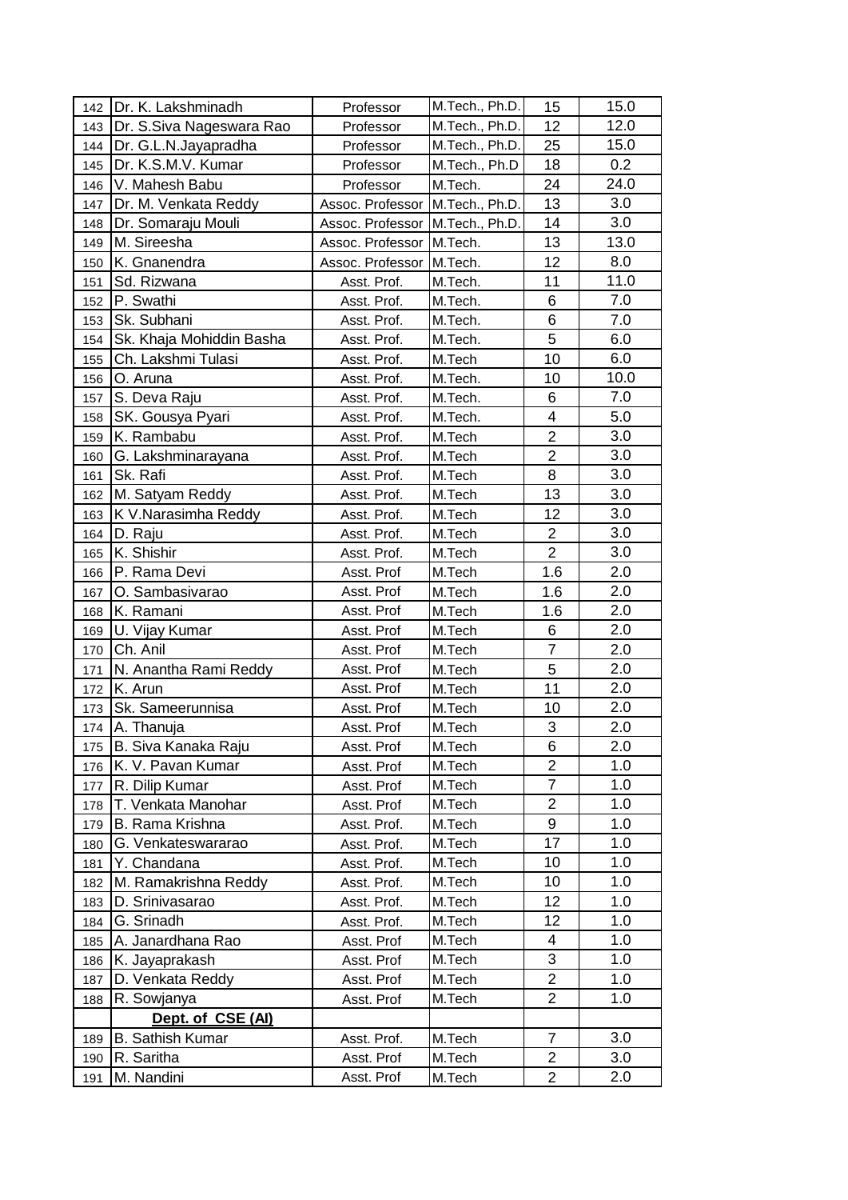| | | | | | |
|---|---|---|---|---|---|
| 142 | Dr. K. Lakshminadh | Professor | M.Tech., Ph.D. | 15 | 15.0 |
| 143 | Dr. S.Siva Nageswara Rao | Professor | M.Tech., Ph.D. | 12 | 12.0 |
| 144 | Dr. G.L.N.Jayapradha | Professor | M.Tech., Ph.D. | 25 | 15.0 |
| 145 | Dr. K.S.M.V. Kumar | Professor | M.Tech., Ph.D | 18 | 0.2 |
| 146 | V. Mahesh Babu | Professor | M.Tech. | 24 | 24.0 |
| 147 | Dr. M. Venkata Reddy | Assoc. Professor | M.Tech., Ph.D. | 13 | 3.0 |
| 148 | Dr. Somaraju Mouli | Assoc. Professor | M.Tech., Ph.D. | 14 | 3.0 |
| 149 | M. Sireesha | Assoc. Professor | M.Tech. | 13 | 13.0 |
| 150 | K. Gnanendra | Assoc. Professor | M.Tech. | 12 | 8.0 |
| 151 | Sd. Rizwana | Asst. Prof. | M.Tech. | 11 | 11.0 |
| 152 | P. Swathi | Asst. Prof. | M.Tech. | 6 | 7.0 |
| 153 | Sk. Subhani | Asst. Prof. | M.Tech. | 6 | 7.0 |
| 154 | Sk. Khaja Mohiddin Basha | Asst. Prof. | M.Tech. | 5 | 6.0 |
| 155 | Ch. Lakshmi Tulasi | Asst. Prof. | M.Tech | 10 | 6.0 |
| 156 | O. Aruna | Asst. Prof. | M.Tech. | 10 | 10.0 |
| 157 | S. Deva Raju | Asst. Prof. | M.Tech. | 6 | 7.0 |
| 158 | SK. Gousya Pyari | Asst. Prof. | M.Tech. | 4 | 5.0 |
| 159 | K. Rambabu | Asst. Prof. | M.Tech | 2 | 3.0 |
| 160 | G. Lakshminarayana | Asst. Prof. | M.Tech | 2 | 3.0 |
| 161 | Sk. Rafi | Asst. Prof. | M.Tech | 8 | 3.0 |
| 162 | M. Satyam Reddy | Asst. Prof. | M.Tech | 13 | 3.0 |
| 163 | K V.Narasimha Reddy | Asst. Prof. | M.Tech | 12 | 3.0 |
| 164 | D. Raju | Asst. Prof. | M.Tech | 2 | 3.0 |
| 165 | K. Shishir | Asst. Prof. | M.Tech | 2 | 3.0 |
| 166 | P. Rama Devi | Asst. Prof | M.Tech | 1.6 | 2.0 |
| 167 | O. Sambasivarao | Asst. Prof | M.Tech | 1.6 | 2.0 |
| 168 | K. Ramani | Asst. Prof | M.Tech | 1.6 | 2.0 |
| 169 | U. Vijay Kumar | Asst. Prof | M.Tech | 6 | 2.0 |
| 170 | Ch. Anil | Asst. Prof | M.Tech | 7 | 2.0 |
| 171 | N. Anantha Rami Reddy | Asst. Prof | M.Tech | 5 | 2.0 |
| 172 | K. Arun | Asst. Prof | M.Tech | 11 | 2.0 |
| 173 | Sk. Sameerunnisa | Asst. Prof | M.Tech | 10 | 2.0 |
| 174 | A. Thanuja | Asst. Prof | M.Tech | 3 | 2.0 |
| 175 | B. Siva Kanaka Raju | Asst. Prof | M.Tech | 6 | 2.0 |
| 176 | K. V. Pavan Kumar | Asst. Prof | M.Tech | 2 | 1.0 |
| 177 | R. Dilip Kumar | Asst. Prof | M.Tech | 7 | 1.0 |
| 178 | T. Venkata Manohar | Asst. Prof | M.Tech | 2 | 1.0 |
| 179 | B. Rama Krishna | Asst. Prof. | M.Tech | 9 | 1.0 |
| 180 | G. Venkateswararao | Asst. Prof. | M.Tech | 17 | 1.0 |
| 181 | Y. Chandana | Asst. Prof. | M.Tech | 10 | 1.0 |
| 182 | M. Ramakrishna Reddy | Asst. Prof. | M.Tech | 10 | 1.0 |
| 183 | D. Srinivasarao | Asst. Prof. | M.Tech | 12 | 1.0 |
| 184 | G. Srinadh | Asst. Prof. | M.Tech | 12 | 1.0 |
| 185 | A. Janardhana Rao | Asst. Prof | M.Tech | 4 | 1.0 |
| 186 | K. Jayaprakash | Asst. Prof | M.Tech | 3 | 1.0 |
| 187 | D. Venkata Reddy | Asst. Prof | M.Tech | 2 | 1.0 |
| 188 | R. Sowjanya | Asst. Prof | M.Tech | 2 | 1.0 |
| | **Dept. of CSE (AI)** | | | | |
| 189 | B. Sathish Kumar | Asst. Prof. | M.Tech | 7 | 3.0 |
| 190 | R. Saritha | Asst. Prof | M.Tech | 2 | 3.0 |
| 191 | M. Nandini | Asst. Prof | M.Tech | 2 | 2.0 |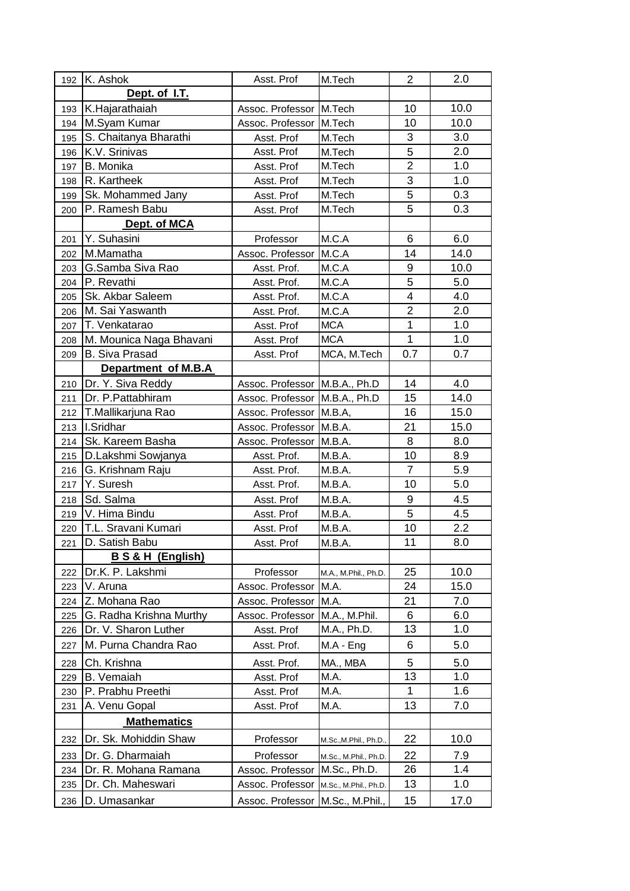| | | | | | |
|---|---|---|---|---|---|
| 192 | K. Ashok | Asst. Prof | M.Tech | 2 | 2.0 |
| | **Dept. of I.T.** | | | | |
| 193 | K.Hajarathaiah | Assoc. Professor | M.Tech | 10 | 10.0 |
| 194 | M.Syam Kumar | Assoc. Professor | M.Tech | 10 | 10.0 |
| 195 | S. Chaitanya Bharathi | Asst. Prof | M.Tech | 3 | 3.0 |
| 196 | K.V. Srinivas | Asst. Prof | M.Tech | 5 | 2.0 |
| 197 | B. Monika | Asst. Prof | M.Tech | 2 | 1.0 |
| 198 | R. Kartheek | Asst. Prof | M.Tech | 3 | 1.0 |
| 199 | Sk. Mohammed Jany | Asst. Prof | M.Tech | 5 | 0.3 |
| 200 | P. Ramesh Babu | Asst. Prof | M.Tech | 5 | 0.3 |
| | **Dept. of MCA** | | | | |
| 201 | Y. Suhasini | Professor | M.C.A | 6 | 6.0 |
| 202 | M.Mamatha | Assoc. Professor | M.C.A | 14 | 14.0 |
| 203 | G.Samba Siva Rao | Asst. Prof. | M.C.A | 9 | 10.0 |
| 204 | P. Revathi | Asst. Prof. | M.C.A | 5 | 5.0 |
| 205 | Sk. Akbar Saleem | Asst. Prof. | M.C.A | 4 | 4.0 |
| 206 | M. Sai Yaswanth | Asst. Prof. | M.C.A | 2 | 2.0 |
| 207 | T. Venkatarao | Asst. Prof | MCA | 1 | 1.0 |
| 208 | M. Mounica Naga Bhavani | Asst. Prof | MCA | 1 | 1.0 |
| 209 | B. Siva Prasad | Asst. Prof | MCA, M.Tech | 0.7 | 0.7 |
| | **Department of M.B.A** | | | | |
| 210 | Dr. Y. Siva Reddy | Assoc. Professor | M.B.A., Ph.D | 14 | 4.0 |
| 211 | Dr. P.Pattabhiram | Assoc. Professor | M.B.A., Ph.D | 15 | 14.0 |
| 212 | T.Mallikarjuna Rao | Assoc. Professor | M.B.A, | 16 | 15.0 |
| 213 | I.Sridhar | Assoc. Professor | M.B.A. | 21 | 15.0 |
| 214 | Sk. Kareem Basha | Assoc. Professor | M.B.A. | 8 | 8.0 |
| 215 | D.Lakshmi Sowjanya | Asst. Prof. | M.B.A. | 10 | 8.9 |
| 216 | G. Krishnam Raju | Asst. Prof. | M.B.A. | 7 | 5.9 |
| 217 | Y. Suresh | Asst. Prof. | M.B.A. | 10 | 5.0 |
| 218 | Sd. Salma | Asst. Prof | M.B.A. | 9 | 4.5 |
| 219 | V. Hima Bindu | Asst. Prof | M.B.A. | 5 | 4.5 |
| 220 | T.L. Sravani Kumari | Asst. Prof | M.B.A. | 10 | 2.2 |
| 221 | D. Satish Babu | Asst. Prof | M.B.A. | 11 | 8.0 |
| | **B S & H (English)** | | | | |
| 222 | Dr.K. P. Lakshmi | Professor | M.A., M.Phil., Ph.D. | 25 | 10.0 |
| 223 | V. Aruna | Assoc. Professor | M.A. | 24 | 15.0 |
| 224 | Z. Mohana Rao | Assoc. Professor | M.A. | 21 | 7.0 |
| 225 | G. Radha Krishna Murthy | Assoc. Professor | M.A., M.Phil. | 6 | 6.0 |
| 226 | Dr. V. Sharon Luther | Asst. Prof | M.A., Ph.D. | 13 | 1.0 |
| 227 | M. Purna Chandra Rao | Asst. Prof. | M.A - Eng | 6 | 5.0 |
| 228 | Ch. Krishna | Asst. Prof. | MA., MBA | 5 | 5.0 |
| 229 | B. Vemaiah | Asst. Prof | M.A. | 13 | 1.0 |
| 230 | P. Prabhu Preethi | Asst. Prof | M.A. | 1 | 1.6 |
| 231 | A. Venu Gopal | Asst. Prof | M.A. | 13 | 7.0 |
| | **Mathematics** | | | | |
| 232 | Dr. Sk. Mohiddin Shaw | Professor | M.Sc.,M.Phil., Ph.D., | 22 | 10.0 |
| 233 | Dr. G. Dharmaiah | Professor | M.Sc., M.Phil., Ph.D. | 22 | 7.9 |
| 234 | Dr. R. Mohana Ramana | Assoc. Professor | M.Sc., Ph.D. | 26 | 1.4 |
| 235 | Dr. Ch. Maheswari | Assoc. Professor | M.Sc., M.Phil., Ph.D. | 13 | 1.0 |
| 236 | D. Umasankar | Assoc. Professor | M.Sc., M.Phil., | 15 | 17.0 |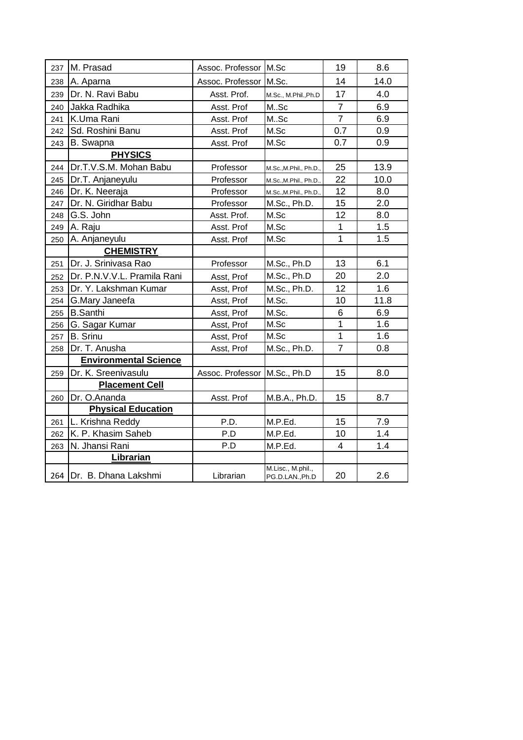| | | | | | |
|---|---|---|---|---|---|
| 237 | M. Prasad | Assoc. Professor | M.Sc | 19 | 8.6 |
| 238 | A. Aparna | Assoc. Professor | M.Sc. | 14 | 14.0 |
| 239 | Dr. N. Ravi Babu | Asst. Prof. | M.Sc., M.Phil.,Ph.D | 17 | 4.0 |
| 240 | Jakka Radhika | Asst. Prof | M..Sc | 7 | 6.9 |
| 241 | K.Uma Rani | Asst. Prof | M..Sc | 7 | 6.9 |
| 242 | Sd. Roshini Banu | Asst. Prof | M.Sc | 0.7 | 0.9 |
| 243 | B. Swapna | Asst. Prof | M.Sc | 0.7 | 0.9 |
| | **PHYSICS** | | | | |
| 244 | Dr.T.V.S.M. Mohan Babu | Professor | M.Sc.,M.Phil., Ph.D., | 25 | 13.9 |
| 245 | Dr.T. Anjaneyulu | Professor | M.Sc.,M.Phil., Ph.D., | 22 | 10.0 |
| 246 | Dr. K. Neeraja | Professor | M.Sc.,M.Phil., Ph.D., | 12 | 8.0 |
| 247 | Dr. N. Giridhar Babu | Professor | M.Sc., Ph.D. | 15 | 2.0 |
| 248 | G.S. John | Asst. Prof. | M.Sc | 12 | 8.0 |
| 249 | A. Raju | Asst. Prof | M.Sc | 1 | 1.5 |
| 250 | A. Anjaneyulu | Asst. Prof | M.Sc | 1 | 1.5 |
| | **CHEMISTRY** | | | | |
| 251 | Dr. J. Srinivasa Rao | Professor | M.Sc., Ph.D | 13 | 6.1 |
| 252 | Dr. P.N.V.V.L. Pramila Rani | Asst, Prof | M.Sc., Ph.D | 20 | 2.0 |
| 253 | Dr. Y. Lakshman Kumar | Asst, Prof | M.Sc., Ph.D. | 12 | 1.6 |
| 254 | G.Mary Janeefa | Asst, Prof | M.Sc. | 10 | 11.8 |
| 255 | B.Santhi | Asst, Prof | M.Sc. | 6 | 6.9 |
| 256 | G. Sagar Kumar | Asst, Prof | M.Sc | 1 | 1.6 |
| 257 | B. Srinu | Asst, Prof | M.Sc | 1 | 1.6 |
| 258 | Dr. T. Anusha | Asst, Prof | M.Sc., Ph.D. | 7 | 0.8 |
| | **Environmental Science** | | | | |
| 259 | Dr. K. Sreenivasulu | Assoc. Professor | M.Sc., Ph.D | 15 | 8.0 |
| | **Placement Cell** | | | | |
| 260 | Dr. O.Ananda | Asst. Prof | M.B.A., Ph.D. | 15 | 8.7 |
| | **Physical Education** | | | | |
| 261 | L. Krishna Reddy | P.D. | M.P.Ed. | 15 | 7.9 |
| 262 | K. P. Khasim Saheb | P.D | M.P.Ed. | 10 | 1.4 |
| 263 | N. Jhansi Rani | P.D | M.P.Ed. | 4 | 1.4 |
| | **Librarian** | | | | |
| 264 | Dr. B. Dhana Lakshmi | Librarian | M.Lisc., M.phil., PG.D.LAN.,Ph.D | 20 | 2.6 |